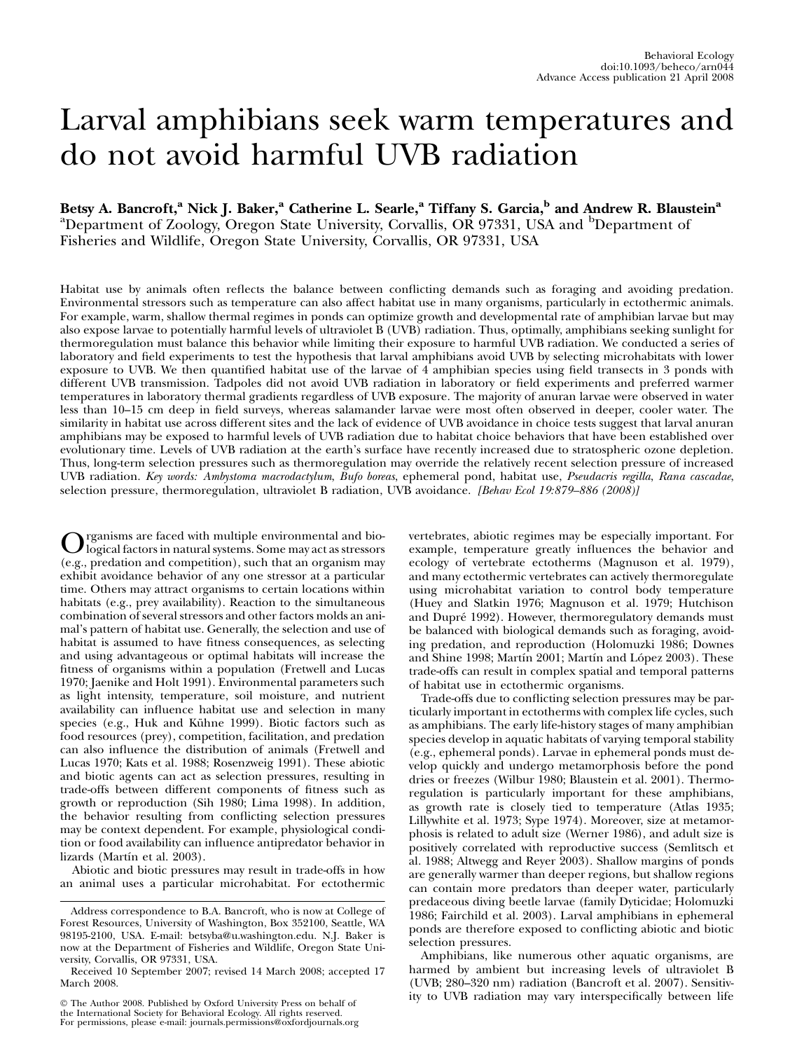# Larval amphibians seek warm temperatures and do not avoid harmful UVB radiation

**Betsy A. Bancroft,[a] Nick J. Baker,[a] Catherine L. Searle,[a] Tiffany S. Garcia,[b] and Andrew R. Blaustein[a]**
[a]Department of Zoology, Oregon State University, Corvallis, OR 97331, USA and [b]Department of Fisheries and Wildlife, Oregon State University, Corvallis, OR 97331, USA

Habitat use by animals often reflects the balance between conflicting demands such as foraging and avoiding predation. Environmental stressors such as temperature can also affect habitat use in many organisms, particularly in ectothermic animals. For example, warm, shallow thermal regimes in ponds can optimize growth and developmental rate of amphibian larvae but may also expose larvae to potentially harmful levels of ultraviolet B (UVB) radiation. Thus, optimally, amphibians seeking sunlight for thermoregulation must balance this behavior while limiting their exposure to harmful UVB radiation. We conducted a series of laboratory and field experiments to test the hypothesis that larval amphibians avoid UVB by selecting microhabitats with lower exposure to UVB. We then quantified habitat use of the larvae of 4 amphibian species using field transects in 3 ponds with different UVB transmission. Tadpoles did not avoid UVB radiation in laboratory or field experiments and preferred warmer temperatures in laboratory thermal gradients regardless of UVB exposure. The majority of anuran larvae were observed in water less than 10–15 cm deep in field surveys, whereas salamander larvae were most often observed in deeper, cooler water. The similarity in habitat use across different sites and the lack of evidence of UVB avoidance in choice tests suggest that larval anuran amphibians may be exposed to harmful levels of UVB radiation due to habitat choice behaviors that have been established over evolutionary time. Levels of UVB radiation at the earth's surface have recently increased due to stratospheric ozone depletion. Thus, long-term selection pressures such as thermoregulation may override the relatively recent selection pressure of increased UVB radiation. *Key words: Ambystoma macrodactylum, Bufo boreas,* ephemeral pond, habitat use, *Pseudacris regilla, Rana cascadae,* selection pressure, thermoregulation, ultraviolet B radiation, UVB avoidance. *[Behav Ecol 19:879–886 (2008)]*

Organisms are faced with multiple environmental and biological factors in natural systems. Some may act as stressors (e.g., predation and competition), such that an organism may exhibit avoidance behavior of any one stressor at a particular time. Others may attract organisms to certain locations within habitats (e.g., prey availability). Reaction to the simultaneous combination of several stressors and other factors molds an animal's pattern of habitat use. Generally, the selection and use of habitat is assumed to have fitness consequences, as selecting and using advantageous or optimal habitats will increase the fitness of organisms within a population (Fretwell and Lucas 1970; Jaenike and Holt 1991). Environmental parameters such as light intensity, temperature, soil moisture, and nutrient availability can influence habitat use and selection in many species (e.g., Huk and Kühne 1999). Biotic factors such as food resources (prey), competition, facilitation, and predation can also influence the distribution of animals (Fretwell and Lucas 1970; Kats et al. 1988; Rosenzweig 1991). These abiotic and biotic agents can act as selection pressures, resulting in trade-offs between different components of fitness such as growth or reproduction (Sih 1980; Lima 1998). In addition, the behavior resulting from conflicting selection pressures may be context dependent. For example, physiological condition or food availability can influence antipredator behavior in lizards (Martín et al. 2003).

Abiotic and biotic pressures may result in trade-offs in how an animal uses a particular microhabitat. For ectothermic vertebrates, abiotic regimes may be especially important. For example, temperature greatly influences the behavior and ecology of vertebrate ectotherms (Magnuson et al. 1979), and many ectothermic vertebrates can actively thermoregulate using microhabitat variation to control body temperature (Huey and Slatkin 1976; Magnuson et al. 1979; Hutchison and Dupré 1992). However, thermoregulatory demands must be balanced with biological demands such as foraging, avoiding predation, and reproduction (Holomuzki 1986; Downes and Shine 1998; Martín 2001; Martín and López 2003). These trade-offs can result in complex spatial and temporal patterns of habitat use in ectothermic organisms.

Trade-offs due to conflicting selection pressures may be particularly important in ectotherms with complex life cycles, such as amphibians. The early life-history stages of many amphibian species develop in aquatic habitats of varying temporal stability (e.g., ephemeral ponds). Larvae in ephemeral ponds must develop quickly and undergo metamorphosis before the pond dries or freezes (Wilbur 1980; Blaustein et al. 2001). Thermoregulation is particularly important for these amphibians, as growth rate is closely tied to temperature (Atlas 1935; Lillywhite et al. 1973; Sype 1974). Moreover, size at metamorphosis is related to adult size (Werner 1986), and adult size is positively correlated with reproductive success (Semlitsch et al. 1988; Altwegg and Reyer 2003). Shallow margins of ponds are generally warmer than deeper regions, but shallow regions can contain more predators than deeper water, particularly predaceous diving beetle larvae (family Dyticidae; Holomuzki 1986; Fairchild et al. 2003). Larval amphibians in ephemeral ponds are therefore exposed to conflicting abiotic and biotic selection pressures.

Amphibians, like numerous other aquatic organisms, are harmed by ambient but increasing levels of ultraviolet B (UVB; 280–320 nm) radiation (Bancroft et al. 2007). Sensitivity to UVB radiation may vary interspecifically between life

---

Address correspondence to B.A. Bancroft, who is now at College of Forest Resources, University of Washington, Box 352100, Seattle, WA 98195-2100, USA. E-mail: betsyba@u.washington.edu. N.J. Baker is now at the Department of Fisheries and Wildlife, Oregon State University, Corvallis, OR 97331, USA.

Received 10 September 2007; revised 14 March 2008; accepted 17 March 2008.

© The Author 2008. Published by Oxford University Press on behalf of the International Society for Behavioral Ecology. All rights reserved. For permissions, please e-mail: journals.permissions@oxfordjournals.org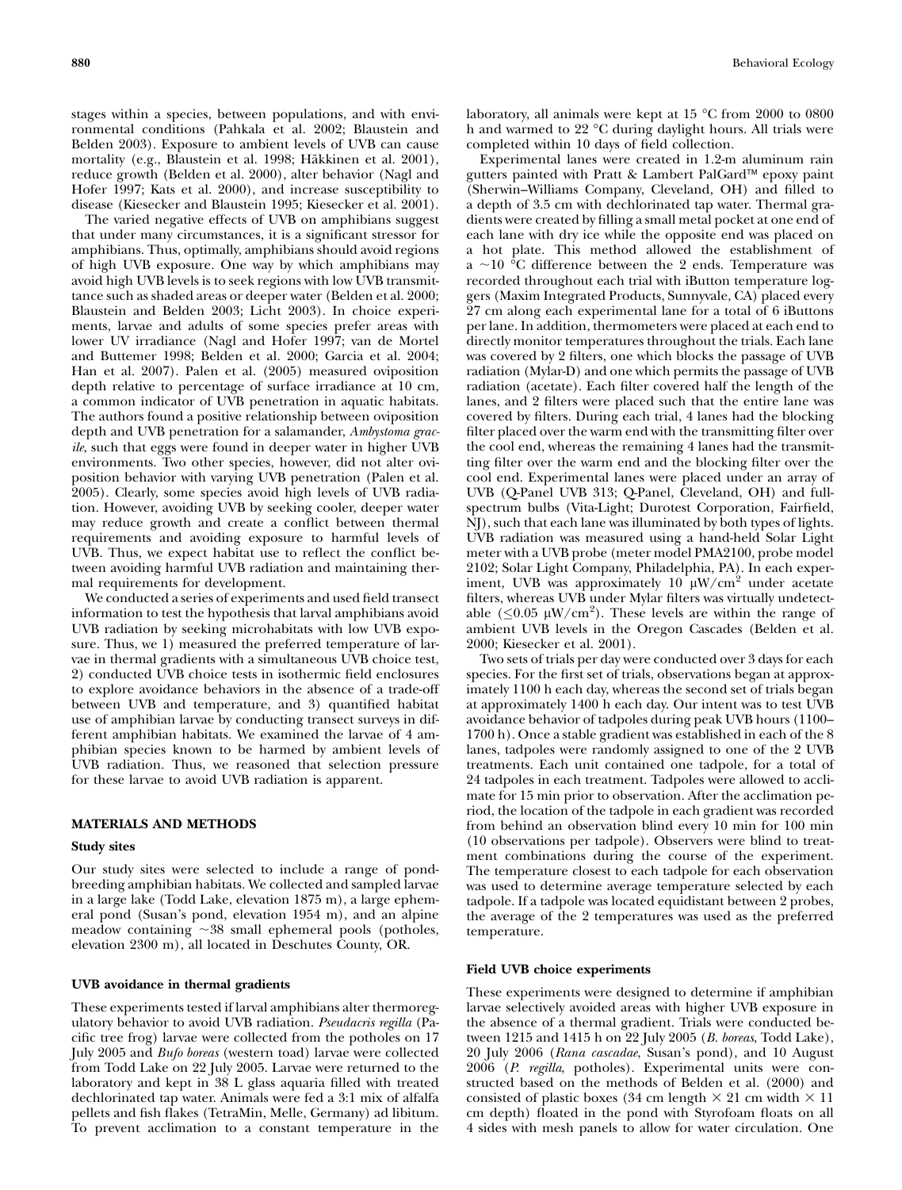stages within a species, between populations, and with environmental conditions (Pahkala et al. 2002; Blaustein and Belden 2003). Exposure to ambient levels of UVB can cause mortality (e.g., Blaustein et al. 1998; Häkkinen et al. 2001), reduce growth (Belden et al. 2000), alter behavior (Nagl and Hofer 1997; Kats et al. 2000), and increase susceptibility to disease (Kiesecker and Blaustein 1995; Kiesecker et al. 2001).

The varied negative effects of UVB on amphibians suggest that under many circumstances, it is a significant stressor for amphibians. Thus, optimally, amphibians should avoid regions of high UVB exposure. One way by which amphibians may avoid high UVB levels is to seek regions with low UVB transmittance such as shaded areas or deeper water (Belden et al. 2000; Blaustein and Belden 2003; Licht 2003). In choice experiments, larvae and adults of some species prefer areas with lower UV irradiance (Nagl and Hofer 1997; van de Mortel and Buttemer 1998; Belden et al. 2000; Garcia et al. 2004; Han et al. 2007). Palen et al. (2005) measured oviposition depth relative to percentage of surface irradiance at 10 cm, a common indicator of UVB penetration in aquatic habitats. The authors found a positive relationship between oviposition depth and UVB penetration for a salamander, *Ambystoma gracile*, such that eggs were found in deeper water in higher UVB environments. Two other species, however, did not alter oviposition behavior with varying UVB penetration (Palen et al. 2005). Clearly, some species avoid high levels of UVB radiation. However, avoiding UVB by seeking cooler, deeper water may reduce growth and create a conflict between thermal requirements and avoiding exposure to harmful levels of UVB. Thus, we expect habitat use to reflect the conflict between avoiding harmful UVB radiation and maintaining thermal requirements for development.

We conducted a series of experiments and used field transect information to test the hypothesis that larval amphibians avoid UVB radiation by seeking microhabitats with low UVB exposure. Thus, we 1) measured the preferred temperature of larvae in thermal gradients with a simultaneous UVB choice test, 2) conducted UVB choice tests in isothermic field enclosures to explore avoidance behaviors in the absence of a trade-off between UVB and temperature, and 3) quantified habitat use of amphibian larvae by conducting transect surveys in different amphibian habitats. We examined the larvae of 4 amphibian species known to be harmed by ambient levels of UVB radiation. Thus, we reasoned that selection pressure for these larvae to avoid UVB radiation is apparent.

## MATERIALS AND METHODS

### Study sites

Our study sites were selected to include a range of pond-breeding amphibian habitats. We collected and sampled larvae in a large lake (Todd Lake, elevation 1875 m), a large ephemeral pond (Susan's pond, elevation 1954 m), and an alpine meadow containing ~38 small ephemeral pools (potholes, elevation 2300 m), all located in Deschutes County, OR.

### UVB avoidance in thermal gradients

These experiments tested if larval amphibians alter thermoregulatory behavior to avoid UVB radiation. *Pseudacris regilla* (Pacific tree frog) larvae were collected from the potholes on 17 July 2005 and *Bufo boreas* (western toad) larvae were collected from Todd Lake on 22 July 2005. Larvae were returned to the laboratory and kept in 38 L glass aquaria filled with treated dechlorinated tap water. Animals were fed a 3:1 mix of alfalfa pellets and fish flakes (TetraMin, Melle, Germany) ad libitum. To prevent acclimation to a constant temperature in the laboratory, all animals were kept at 15 °C from 2000 to 0800 h and warmed to 22 °C during daylight hours. All trials were completed within 10 days of field collection.

Experimental lanes were created in 1.2-m aluminum rain gutters painted with Pratt & Lambert PalGard™ epoxy paint (Sherwin–Williams Company, Cleveland, OH) and filled to a depth of 3.5 cm with dechlorinated tap water. Thermal gradients were created by filling a small metal pocket at one end of each lane with dry ice while the opposite end was placed on a hot plate. This method allowed the establishment of a ~10 °C difference between the 2 ends. Temperature was recorded throughout each trial with iButton temperature loggers (Maxim Integrated Products, Sunnyvale, CA) placed every 27 cm along each experimental lane for a total of 6 iButtons per lane. In addition, thermometers were placed at each end to directly monitor temperatures throughout the trials. Each lane was covered by 2 filters, one which blocks the passage of UVB radiation (Mylar-D) and one which permits the passage of UVB radiation (acetate). Each filter covered half the length of the lanes, and 2 filters were placed such that the entire lane was covered by filters. During each trial, 4 lanes had the blocking filter placed over the warm end with the transmitting filter over the cool end, whereas the remaining 4 lanes had the transmitting filter over the warm end and the blocking filter over the cool end. Experimental lanes were placed under an array of UVB (Q-Panel UVB 313; Q-Panel, Cleveland, OH) and full-spectrum bulbs (Vita-Light; Durotest Corporation, Fairfield, NJ), such that each lane was illuminated by both types of lights. UVB radiation was measured using a hand-held Solar Light meter with a UVB probe (meter model PMA2100, probe model 2102; Solar Light Company, Philadelphia, PA). In each experiment, UVB was approximately 10 μW/cm$^2$ under acetate filters, whereas UVB under Mylar filters was virtually undetectable (≤0.05 μW/cm$^2$). These levels are within the range of ambient UVB levels in the Oregon Cascades (Belden et al. 2000; Kiesecker et al. 2001).

Two sets of trials per day were conducted over 3 days for each species. For the first set of trials, observations began at approximately 1100 h each day, whereas the second set of trials began at approximately 1400 h each day. Our intent was to test UVB avoidance behavior of tadpoles during peak UVB hours (1100–1700 h). Once a stable gradient was established in each of the 8 lanes, tadpoles were randomly assigned to one of the 2 UVB treatments. Each unit contained one tadpole, for a total of 24 tadpoles in each treatment. Tadpoles were allowed to acclimate for 15 min prior to observation. After the acclimation period, the location of the tadpole in each gradient was recorded from behind an observation blind every 10 min for 100 min (10 observations per tadpole). Observers were blind to treatment combinations during the course of the experiment. The temperature closest to each tadpole for each observation was used to determine average temperature selected by each tadpole. If a tadpole was located equidistant between 2 probes, the average of the 2 temperatures was used as the preferred temperature.

### Field UVB choice experiments

These experiments were designed to determine if amphibian larvae selectively avoided areas with higher UVB exposure in the absence of a thermal gradient. Trials were conducted between 1215 and 1415 h on 22 July 2005 (*B. boreas*, Todd Lake), 20 July 2006 (*Rana cascadae*, Susan's pond), and 10 August 2006 (*P. regilla*, potholes). Experimental units were constructed based on the methods of Belden et al. (2000) and consisted of plastic boxes (34 cm length × 21 cm width × 11 cm depth) floated in the pond with Styrofoam floats on all 4 sides with mesh panels to allow for water circulation. One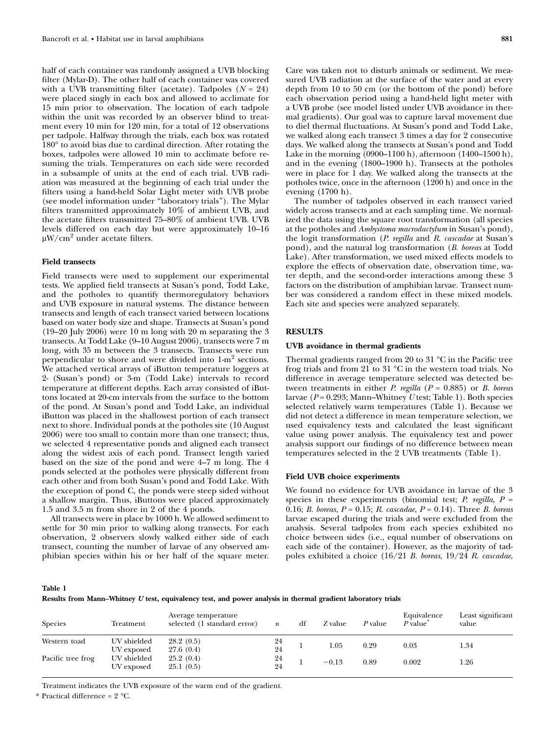half of each container was randomly assigned a UVB blocking filter (Mylar-D). The other half of each container was covered with a UVB transmitting filter (acetate). Tadpoles ($N = 24$) were placed singly in each box and allowed to acclimate for 15 min prior to observation. The location of each tadpole within the unit was recorded by an observer blind to treatment every 10 min for 120 min, for a total of 12 observations per tadpole. Halfway through the trials, each box was rotated 180° to avoid bias due to cardinal direction. After rotating the boxes, tadpoles were allowed 10 min to acclimate before resuming the trials. Temperatures on each side were recorded in a subsample of units at the end of each trial. UVB radiation was measured at the beginning of each trial under the filters using a hand-held Solar Light meter with UVB probe (see model information under "laboratory trials"). The Mylar filters transmitted approximately 10% of ambient UVB, and the acetate filters transmitted 75–80% of ambient UVB. UVB levels differed on each day but were approximately 10–16 $\mu W/cm^2$ under acetate filters.

### Field transects

Field transects were used to supplement our experimental tests. We applied field transects at Susan's pond, Todd Lake, and the potholes to quantify thermoregulatory behaviors and UVB exposure in natural systems. The distance between transects and length of each transect varied between locations based on water body size and shape. Transects at Susan's pond (19–20 July 2006) were 10 m long with 20 m separating the 3 transects. At Todd Lake (9–10 August 2006), transects were 7 m long, with 35 m between the 3 transects. Transects were run perpendicular to shore and were divided into 1-$m^2$ sections. We attached vertical arrays of iButton temperature loggers at 2- (Susan's pond) or 3-m (Todd Lake) intervals to record temperature at different depths. Each array consisted of iButtons located at 20-cm intervals from the surface to the bottom of the pond. At Susan's pond and Todd Lake, an individual iButton was placed in the shallowest portion of each transect next to shore. Individual ponds at the potholes site (10 August 2006) were too small to contain more than one transect; thus, we selected 4 representative ponds and aligned each transect along the widest axis of each pond. Transect length varied based on the size of the pond and were 4–7 m long. The 4 ponds selected at the potholes were physically different from each other and from both Susan's pond and Todd Lake. With the exception of pond C, the ponds were steep sided without a shallow margin. Thus, iButtons were placed approximately 1.5 and 3.5 m from shore in 2 of the 4 ponds.

All transects were in place by 1000 h. We allowed sediment to settle for 30 min prior to walking along transects. For each observation, 2 observers slowly walked either side of each transect, counting the number of larvae of any observed amphibian species within his or her half of the square meter. Care was taken not to disturb animals or sediment. We measured UVB radiation at the surface of the water and at every depth from 10 to 50 cm (or the bottom of the pond) before each observation period using a hand-held light meter with a UVB probe (see model listed under UVB avoidance in thermal gradients). Our goal was to capture larval movement due to diel thermal fluctuations. At Susan's pond and Todd Lake, we walked along each transect 3 times a day for 2 consecutive days. We walked along the transects at Susan's pond and Todd Lake in the morning (0900–1100 h), afternoon (1400–1500 h), and in the evening (1800–1900 h). Transects at the potholes were in place for 1 day. We walked along the transects at the potholes twice, once in the afternoon (1200 h) and once in the evening (1700 h).

The number of tadpoles observed in each transect varied widely across transects and at each sampling time. We normalized the data using the square root transformation (all species at the potholes and *Ambystoma macrodactylum* in Susan's pond), the logit transformation (*P. regilla* and *R. cascadae* at Susan's pond), and the natural log transformation (*B. boreas* at Todd Lake). After transformation, we used mixed effects models to explore the effects of observation date, observation time, water depth, and the second-order interactions among these 3 factors on the distribution of amphibian larvae. Transect number was considered a random effect in these mixed models. Each site and species were analyzed separately.

## RESULTS

### UVB avoidance in thermal gradients

Thermal gradients ranged from 20 to 31 °C in the Pacific tree frog trials and from 21 to 31 °C in the western toad trials. No difference in average temperature selected was detected between treatments in either *P. regilla* ($P = 0.885$) or *B. boreas* larvae ($P = 0.293$; Mann–Whitney *U* test; Table 1). Both species selected relatively warm temperatures (Table 1). Because we did not detect a difference in mean temperature selection, we used equivalency tests and calculated the least significant value using power analysis. The equivalency test and power analysis support our findings of no difference between mean temperatures selected in the 2 UVB treatments (Table 1).

### Field UVB choice experiments

We found no evidence for UVB avoidance in larvae of the 3 species in these experiments (binomial test; *P. regilla*, $P = 0.16$; *B. boreas*, $P = 0.15$; *R. cascadae*, $P = 0.14$). Three *B. boreas* larvae escaped during the trials and were excluded from the analysis. Several tadpoles from each species exhibited no choice between sides (i.e., equal number of observations on each side of the container). However, as the majority of tadpoles exhibited a choice (16/21 *B. boreas*, 19/24 *R. cascadae*,

**Table 1**
**Results from Mann–Whitney *U* test, equivalency test, and power analysis in thermal gradient laboratory trials**

| Species | Treatment | Average temperature selected (1 standard error) | $n$ | df | $Z$ value | $P$ value | Equivalence $P$ value* | Least significant value |
|---|---|---|---|---|---|---|---|---|
| Western toad | UV shielded | 28.2 (0.5) | 24 | 1 | 1.05 | 0.29 | 0.03 | 1.34 |
| | UV exposed | 27.6 (0.4) | 24 | | | | | |
| Pacific tree frog | UV shielded | 25.2 (0.4) | 24 | 1 | −0.13 | 0.89 | 0.002 | 1.26 |
| | UV exposed | 25.1 (0.5) | 24 | | | | | |

Treatment indicates the UVB exposure of the warm end of the gradient.

\* Practical difference = 2 °C.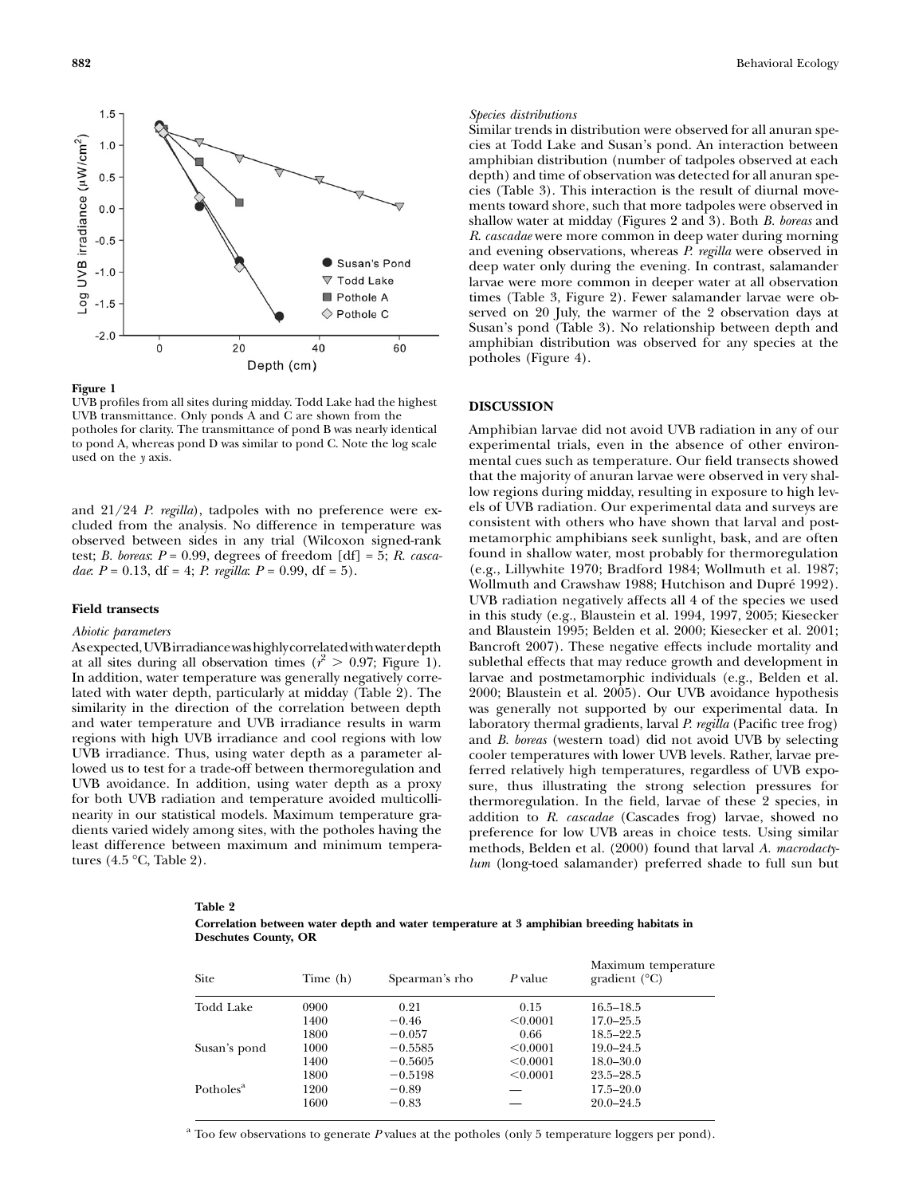**Figure 1**
UVB profiles from all sites during midday. Todd Lake had the highest UVB transmittance. Only ponds A and C are shown from the potholes for clarity. The transmittance of pond B was nearly identical to pond A, whereas pond D was similar to pond C. Note the log scale used on the *y* axis.

and 21/24 *P. regilla*), tadpoles with no preference were excluded from the analysis. No difference in temperature was observed between sides in any trial (Wilcoxon signed-rank test; *B. boreas*: $P = 0.99$, degrees of freedom [df] = 5; *R. cascadae*: $P = 0.13$, df = 4; *P. regilla*: $P = 0.99$, df = 5).

### Field transects

#### *Abiotic parameters*

As expected, UVB irradiance was highly correlated with water depth at all sites during all observation times ($r^2 > 0.97$; Figure 1). In addition, water temperature was generally negatively correlated with water depth, particularly at midday (Table 2). The similarity in the direction of the correlation between depth and water temperature and UVB irradiance results in warm regions with high UVB irradiance and cool regions with low UVB irradiance. Thus, using water depth as a parameter allowed us to test for a trade-off between thermoregulation and UVB avoidance. In addition, using water depth as a proxy for both UVB radiation and temperature avoided multicollinearity in our statistical models. Maximum temperature gradients varied widely among sites, with the potholes having the least difference between maximum and minimum temperatures (4.5 °C, Table 2).

#### *Species distributions*

Similar trends in distribution were observed for all anuran species at Todd Lake and Susan's pond. An interaction between amphibian distribution (number of tadpoles observed at each depth) and time of observation was detected for all anuran species (Table 3). This interaction is the result of diurnal movements toward shore, such that more tadpoles were observed in shallow water at midday (Figures 2 and 3). Both *B. boreas* and *R. cascadae* were more common in deep water during morning and evening observations, whereas *P. regilla* were observed in deep water only during the evening. In contrast, salamander larvae were more common in deeper water at all observation times (Table 3, Figure 2). Fewer salamander larvae were observed on 20 July, the warmer of the 2 observation days at Susan's pond (Table 3). No relationship between depth and amphibian distribution was observed for any species at the potholes (Figure 4).

## DISCUSSION

Amphibian larvae did not avoid UVB radiation in any of our experimental trials, even in the absence of other environmental cues such as temperature. Our field transects showed that the majority of anuran larvae were observed in very shallow regions during midday, resulting in exposure to high levels of UVB radiation. Our experimental data and surveys are consistent with others who have shown that larval and postmetamorphic amphibians seek sunlight, bask, and are often found in shallow water, most probably for thermoregulation (e.g., Lillywhite 1970; Bradford 1984; Wollmuth et al. 1987; Wollmuth and Crawshaw 1988; Hutchison and Dupré 1992). UVB radiation negatively affects all 4 of the species we used in this study (e.g., Blaustein et al. 1994, 1997, 2005; Kiesecker and Blaustein 1995; Belden et al. 2000; Kiesecker et al. 2001; Bancroft 2007). These negative effects include mortality and sublethal effects that may reduce growth and development in larvae and postmetamorphic individuals (e.g., Belden et al. 2000; Blaustein et al. 2005). Our UVB avoidance hypothesis was generally not supported by our experimental data. In laboratory thermal gradients, larval *P. regilla* (Pacific tree frog) and *B. boreas* (western toad) did not avoid UVB by selecting cooler temperatures with lower UVB levels. Rather, larvae preferred relatively high temperatures, regardless of UVB exposure, thus illustrating the strong selection pressures for thermoregulation. In the field, larvae of these 2 species, in addition to *R. cascadae* (Cascades frog) larvae, showed no preference for low UVB areas in choice tests. Using similar methods, Belden et al. (2000) found that larval *A. macrodactylum* (long-toed salamander) preferred shade to full sun but

**Table 2**
**Correlation between water depth and water temperature at 3 amphibian breeding habitats in Deschutes County, OR**

| Site | Time (h) | Spearman's rho | *P* value | Maximum temperature gradient (°C) |
|---|---|---|---|---|
| Todd Lake | 0900 | 0.21 | 0.15 | 16.5–18.5 |
| | 1400 | −0.46 | <0.0001 | 17.0–25.5 |
| | 1800 | −0.057 | 0.66 | 18.5–22.5 |
| Susan's pond | 1000 | −0.5585 | <0.0001 | 19.0–24.5 |
| | 1400 | −0.5605 | <0.0001 | 18.0–30.0 |
| | 1800 | −0.5198 | <0.0001 | 23.5–28.5 |
| Potholes[a] | 1200 | −0.89 | — | 17.5–20.0 |
| | 1600 | −0.83 | — | 20.0–24.5 |

[a] Too few observations to generate *P* values at the potholes (only 5 temperature loggers per pond).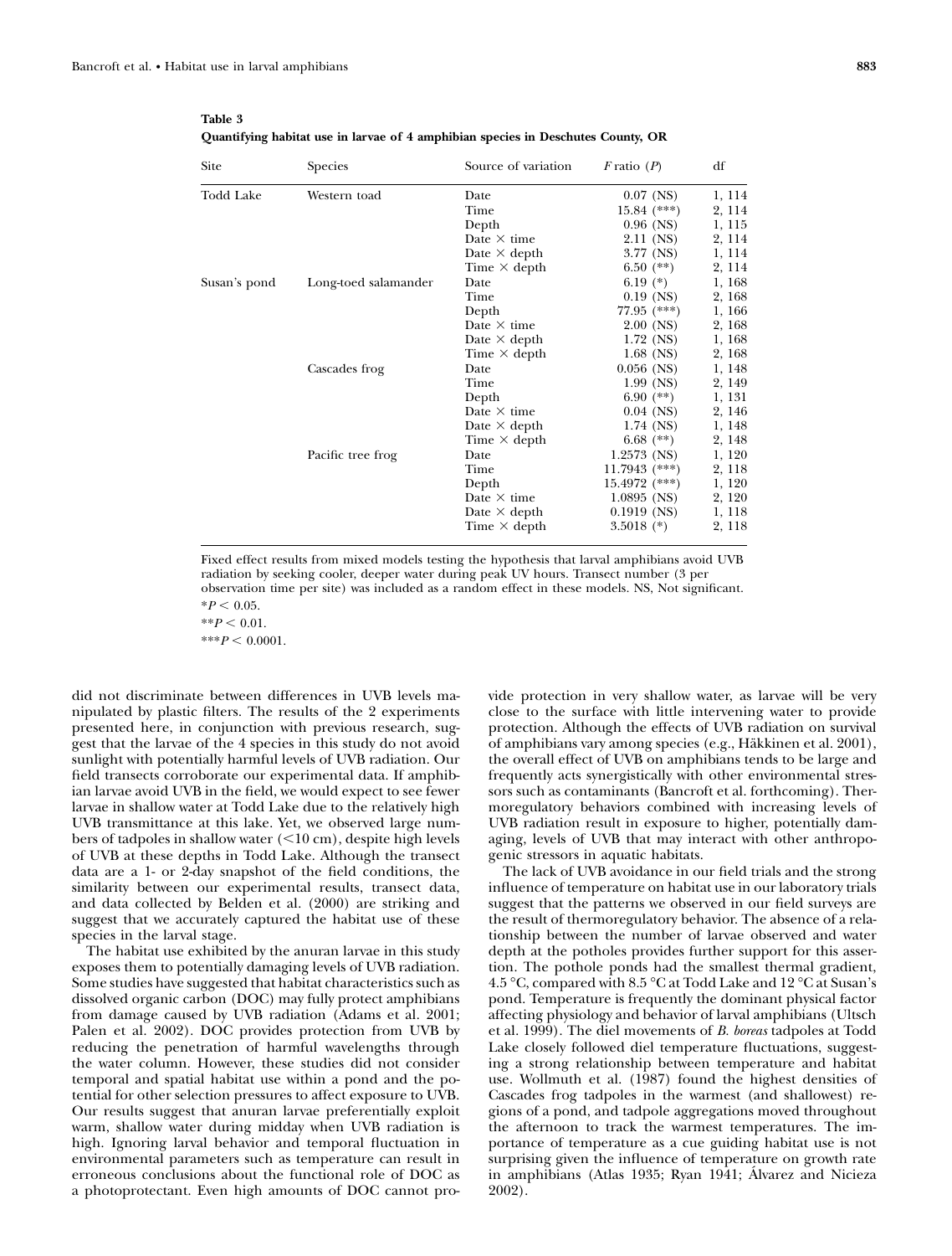**Table 3**
**Quantifying habitat use in larvae of 4 amphibian species in Deschutes County, OR**

| Site | Species | Source of variation | *F* ratio (*P*) | df |
|---|---|---|---|---|
| Todd Lake | Western toad | Date | 0.07 (NS) | 1, 114 |
| | | Time | 15.84 (***) | 2, 114 |
| | | Depth | 0.96 (NS) | 1, 115 |
| | | Date × time | 2.11 (NS) | 2, 114 |
| | | Date × depth | 3.77 (NS) | 1, 114 |
| | | Time × depth | 6.50 (**) | 2, 114 |
| Susan's pond | Long-toed salamander | Date | 6.19 (*) | 1, 168 |
| | | Time | 0.19 (NS) | 2, 168 |
| | | Depth | 77.95 (***) | 1, 166 |
| | | Date × time | 2.00 (NS) | 2, 168 |
| | | Date × depth | 1.72 (NS) | 1, 168 |
| | | Time × depth | 1.68 (NS) | 2, 168 |
| | Cascades frog | Date | 0.056 (NS) | 1, 148 |
| | | Time | 1.99 (NS) | 2, 149 |
| | | Depth | 6.90 (**) | 1, 131 |
| | | Date × time | 0.04 (NS) | 2, 146 |
| | | Date × depth | 1.74 (NS) | 1, 148 |
| | | Time × depth | 6.68 (**) | 2, 148 |
| | Pacific tree frog | Date | 1.2573 (NS) | 1, 120 |
| | | Time | 11.7943 (***) | 2, 118 |
| | | Depth | 15.4972 (***) | 1, 120 |
| | | Date × time | 1.0895 (NS) | 2, 120 |
| | | Date × depth | 0.1919 (NS) | 1, 118 |
| | | Time × depth | 3.5018 (*) | 2, 118 |

Fixed effect results from mixed models testing the hypothesis that larval amphibians avoid UVB radiation by seeking cooler, deeper water during peak UV hours. Transect number (3 per observation time per site) was included as a random effect in these models. NS, Not significant.
\*$P < 0.05$.
\*\*$P < 0.01$.
\*\*\*$P < 0.0001$.

did not discriminate between differences in UVB levels manipulated by plastic filters. The results of the 2 experiments presented here, in conjunction with previous research, suggest that the larvae of the 4 species in this study do not avoid sunlight with potentially harmful levels of UVB radiation. Our field transects corroborate our experimental data. If amphibian larvae avoid UVB in the field, we would expect to see fewer larvae in shallow water at Todd Lake due to the relatively high UVB transmittance at this lake. Yet, we observed large numbers of tadpoles in shallow water (<10 cm), despite high levels of UVB at these depths in Todd Lake. Although the transect data are a 1- or 2-day snapshot of the field conditions, the similarity between our experimental results, transect data, and data collected by Belden et al. (2000) are striking and suggest that we accurately captured the habitat use of these species in the larval stage.

The habitat use exhibited by the anuran larvae in this study exposes them to potentially damaging levels of UVB radiation. Some studies have suggested that habitat characteristics such as dissolved organic carbon (DOC) may fully protect amphibians from damage caused by UVB radiation (Adams et al. 2001; Palen et al. 2002). DOC provides protection from UVB by reducing the penetration of harmful wavelengths through the water column. However, these studies did not consider temporal and spatial habitat use within a pond and the potential for other selection pressures to affect exposure to UVB. Our results suggest that anuran larvae preferentially exploit warm, shallow water during midday when UVB radiation is high. Ignoring larval behavior and temporal fluctuation in environmental parameters such as temperature can result in erroneous conclusions about the functional role of DOC as a photoprotectant. Even high amounts of DOC cannot provide protection in very shallow water, as larvae will be very close to the surface with little intervening water to provide protection. Although the effects of UVB radiation on survival of amphibians vary among species (e.g., Häkkinen et al. 2001), the overall effect of UVB on amphibians tends to be large and frequently acts synergistically with other environmental stressors such as contaminants (Bancroft et al. forthcoming). Thermoregulatory behaviors combined with increasing levels of UVB radiation result in exposure to higher, potentially damaging, levels of UVB that may interact with other anthropogenic stressors in aquatic habitats.

The lack of UVB avoidance in our field trials and the strong influence of temperature on habitat use in our laboratory trials suggest that the patterns we observed in our field surveys are the result of thermoregulatory behavior. The absence of a relationship between the number of larvae observed and water depth at the potholes provides further support for this assertion. The pothole ponds had the smallest thermal gradient, 4.5 °C, compared with 8.5 °C at Todd Lake and 12 °C at Susan's pond. Temperature is frequently the dominant physical factor affecting physiology and behavior of larval amphibians (Ultsch et al. 1999). The diel movements of *B. boreas* tadpoles at Todd Lake closely followed diel temperature fluctuations, suggesting a strong relationship between temperature and habitat use. Wollmuth et al. (1987) found the highest densities of Cascades frog tadpoles in the warmest (and shallowest) regions of a pond, and tadpole aggregations moved throughout the afternoon to track the warmest temperatures. The importance of temperature as a cue guiding habitat use is not surprising given the influence of temperature on growth rate in amphibians (Atlas 1935; Ryan 1941; Álvarez and Nicieza 2002).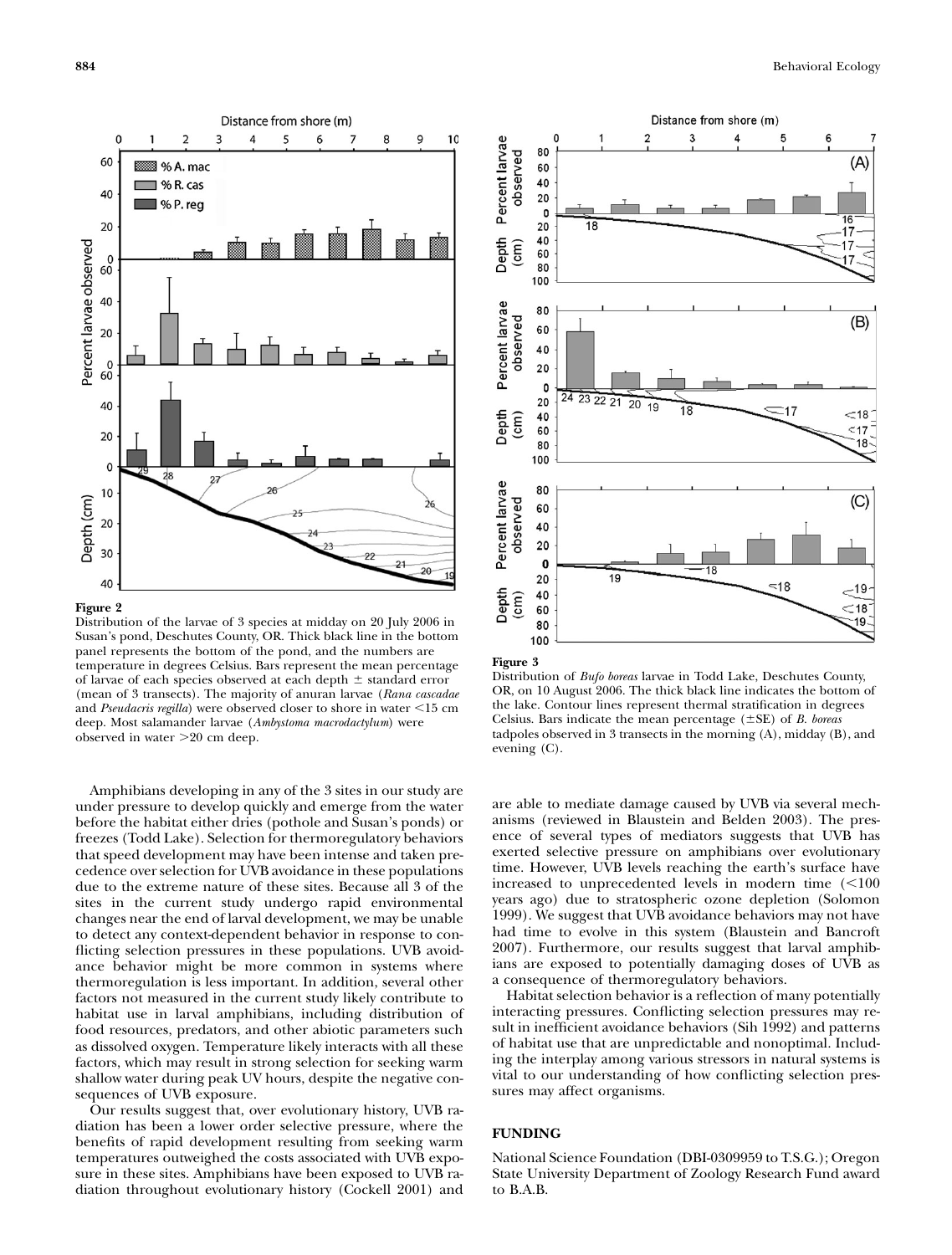**Figure 2**
Distribution of the larvae of 3 species at midday on 20 July 2006 in Susan's pond, Deschutes County, OR. Thick black line in the bottom panel represents the bottom of the pond, and the numbers are temperature in degrees Celsius. Bars represent the mean percentage of larvae of each species observed at each depth ± standard error (mean of 3 transects). The majority of anuran larvae (*Rana cascadae* and *Pseudacris regilla*) were observed closer to shore in water <15 cm deep. Most salamander larvae (*Ambystoma macrodactylum*) were observed in water >20 cm deep.

**Figure 3**
Distribution of *Bufo boreas* larvae in Todd Lake, Deschutes County, OR, on 10 August 2006. The thick black line indicates the bottom of the lake. Contour lines represent thermal stratification in degrees Celsius. Bars indicate the mean percentage (±SE) of *B. boreas* tadpoles observed in 3 transects in the morning (A), midday (B), and evening (C).

Amphibians developing in any of the 3 sites in our study are under pressure to develop quickly and emerge from the water before the habitat either dries (pothole and Susan's ponds) or freezes (Todd Lake). Selection for thermoregulatory behaviors that speed development may have been intense and taken precedence over selection for UVB avoidance in these populations due to the extreme nature of these sites. Because all 3 of the sites in the current study undergo rapid environmental changes near the end of larval development, we may be unable to detect any context-dependent behavior in response to conflicting selection pressures in these populations. UVB avoidance behavior might be more common in systems where thermoregulation is less important. In addition, several other factors not measured in the current study likely contribute to habitat use in larval amphibians, including distribution of food resources, predators, and other abiotic parameters such as dissolved oxygen. Temperature likely interacts with all these factors, which may result in strong selection for seeking warm shallow water during peak UV hours, despite the negative consequences of UVB exposure.

Our results suggest that, over evolutionary history, UVB radiation has been a lower order selective pressure, where the benefits of rapid development resulting from seeking warm temperatures outweighed the costs associated with UVB exposure in these sites. Amphibians have been exposed to UVB radiation throughout evolutionary history (Cockell 2001) and are able to mediate damage caused by UVB via several mechanisms (reviewed in Blaustein and Belden 2003). The presence of several types of mediators suggests that UVB has exerted selective pressure on amphibians over evolutionary time. However, UVB levels reaching the earth's surface have increased to unprecedented levels in modern time (<100 years ago) due to stratospheric ozone depletion (Solomon 1999). We suggest that UVB avoidance behaviors may not have had time to evolve in this system (Blaustein and Bancroft 2007). Furthermore, our results suggest that larval amphibians are exposed to potentially damaging doses of UVB as a consequence of thermoregulatory behaviors.

Habitat selection behavior is a reflection of many potentially interacting pressures. Conflicting selection pressures may result in inefficient avoidance behaviors (Sih 1992) and patterns of habitat use that are unpredictable and nonoptimal. Including the interplay among various stressors in natural systems is vital to our understanding of how conflicting selection pressures may affect organisms.

## FUNDING

National Science Foundation (DBI-0309959 to T.S.G.); Oregon State University Department of Zoology Research Fund award to B.A.B.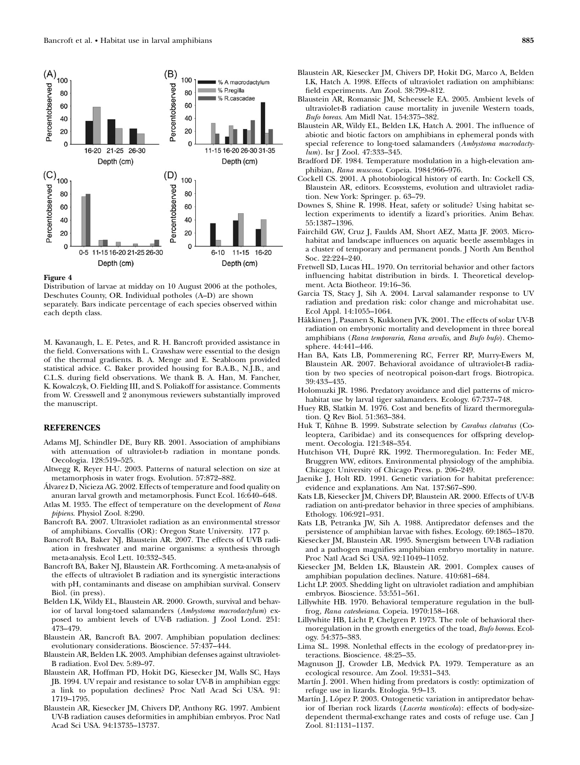**Figure 4**

Distribution of larvae at midday on 10 August 2006 at the potholes, Deschutes County, OR. Individual potholes (A–D) are shown separately. Bars indicate percentage of each species observed within each depth class.

M. Kavanaugh, L. E. Petes, and R. H. Bancroft provided assistance in the field. Conversations with L. Crawshaw were essential to the design of the thermal gradients. B. A. Menge and E. Seabloom provided statistical advice. C. Baker provided housing for B.A.B., N.J.B., and C.L.S. during field observations. We thank B. A. Han, M. Fancher, K. Kowalczyk, O. Fielding III, and S. Poliakoff for assistance. Comments from W. Cresswell and 2 anonymous reviewers substantially improved the manuscript.

## REFERENCES

Adams MJ, Schindler DE, Bury RB. 2001. Association of amphibians with attenuation of ultraviolet-b radiation in montane ponds. Oecologia. 128:519–525.

Altwegg R, Reyer H-U. 2003. Patterns of natural selection on size at metamorphosis in water frogs. Evolution. 57:872–882.

Álvarez D, Nicieza AG. 2002. Effects of temperature and food quality on anuran larval growth and metamorphosis. Funct Ecol. 16:640–648.

Atlas M. 1935. The effect of temperature on the development of *Rana pipiens*. Physiol Zool. 8:290.

Bancroft BA. 2007. Ultraviolet radiation as an environmental stressor of amphibians. Corvallis (OR): Oregon State University. 177 p.

Bancroft BA, Baker NJ, Blaustein AR. 2007. The effects of UVB radiation in freshwater and marine organisms: a synthesis through meta-analysis. Ecol Lett. 10:332–345.

Bancroft BA, Baker NJ, Blaustein AR. Forthcoming. A meta-analysis of the effects of ultraviolet B radiation and its synergistic interactions with pH, contaminants and disease on amphibian survival. Conserv Biol. (in press).

Belden LK, Wildy EL, Blaustein AR. 2000. Growth, survival and behavior of larval long-toed salamanders (*Ambystoma macrodactylum*) exposed to ambient levels of UV-B radiation. J Zool Lond. 251: 473–479.

Blaustein AR, Bancroft BA. 2007. Amphibian population declines: evolutionary considerations. Bioscience. 57:437–444.

Blaustein AR, Belden LK. 2003. Amphibian defenses against ultraviolet-B radiation. Evol Dev. 5:89–97.

Blaustein AR, Hoffman PD, Hokit DG, Kiesecker JM, Walls SC, Hays JB. 1994. UV repair and resistance to solar UV-B in amphibian eggs: a link to population declines? Proc Natl Acad Sci USA. 91: 1719–1795.

Blaustein AR, Kiesecker JM, Chivers DP, Anthony RG. 1997. Ambient UV-B radiation causes deformities in amphibian embryos. Proc Natl Acad Sci USA. 94:13735–13737.

Blaustein AR, Kiesecker JM, Chivers DP, Hokit DG, Marco A, Belden LK, Hatch A. 1998. Effects of ultraviolet radiation on amphibians: field experiments. Am Zool. 38:799–812.

Blaustein AR, Romansic JM, Scheessele EA. 2005. Ambient levels of ultraviolet-B radiation cause mortality in juvenile Western toads, *Bufo boreas*. Am Midl Nat. 154:375–382.

Blaustein AR, Wildy EL, Belden LK, Hatch A. 2001. The influence of abiotic and biotic factors on amphibians in ephemeral ponds with special reference to long-toed salamanders (*Ambystoma macrodactylum*). Isr J Zool. 47:333–345.

Bradford DF. 1984. Temperature modulation in a high-elevation amphibian, *Rana muscosa*. Copeia. 1984:966–976.

Cockell CS. 2001. A photobiological history of earth. In: Cockell CS, Blaustein AR, editors. Ecosystems, evolution and ultraviolet radiation. New York: Springer. p. 63–79.

Downes S, Shine R. 1998. Heat, safety or solitude? Using habitat selection experiments to identify a lizard's priorities. Anim Behav. 55:1387–1396.

Fairchild GW, Cruz J, Faulds AM, Short AEZ, Matta JF. 2003. Microhabitat and landscape influences on aquatic beetle assemblages in a cluster of temporary and permanent ponds. J North Am Benthol Soc. 22:224–240.

Fretwell SD, Lucas HL. 1970. On territorial behavior and other factors influencing habitat distribution in birds. I. Theoretical development. Acta Biotheor. 19:16–36.

Garcia TS, Stacy J, Sih A. 2004. Larval salamander response to UV radiation and predation risk: color change and microhabitat use. Ecol Appl. 14:1055–1064.

Häkkinen J, Pasanen S, Kukkonen JVK. 2001. The effects of solar UV-B radiation on embryonic mortality and development in three boreal amphibians (*Rana temporaria*, *Rana arvalis*, and *Bufo bufo*). Chemosphere. 44:441–446.

Han BA, Kats LB, Pommerening RC, Ferrer RP, Murry-Ewers M, Blaustein AR. 2007. Behavioral avoidance of ultraviolet-B radiation by two species of neotropical poison-dart frogs. Biotropica. 39:433–435.

Holomuzki JR. 1986. Predatory avoidance and diel patterns of microhabitat use by larval tiger salamanders. Ecology. 67:737–748.

Huey RB, Slatkin M. 1976. Cost and benefits of lizard thermoregulation. Q Rev Biol. 51:363–384.

Huk T, Kühne B. 1999. Substrate selection by *Carabus clatratus* (Coleoptera, Caribidae) and its consequences for offspring development. Oecologia. 121:348–354.

Hutchison VH, Dupré RK. 1992. Thermoregulation. In: Feder ME, Bruggren WW, editors. Environmental physiology of the amphibia. Chicago: University of Chicago Press. p. 206–249.

Jaenike J, Holt RD. 1991. Genetic variation for habitat preference: evidence and explanations. Am Nat. 137:S67–S90.

Kats LB, Kiesecker JM, Chivers DP, Blaustein AR. 2000. Effects of UV-B radiation on anti-predator behavior in three species of amphibians. Ethology. 106:921–931.

Kats LB, Petranka JW, Sih A. 1988. Antipredator defenses and the persistence of amphibian larvae with fishes. Ecology. 69:1865–1870.

Kiesecker JM, Blaustein AR. 1995. Synergism between UV-B radiation and a pathogen magnifies amphibian embryo mortality in nature. Proc Natl Acad Sci USA. 92:11049–11052.

Kiesecker JM, Belden LK, Blaustein AR. 2001. Complex causes of amphibian population declines. Nature. 410:681–684.

Licht LP. 2003. Shedding light on ultraviolet radiation and amphibian embryos. Bioscience. 53:551–561.

Lillywhite HB. 1970. Behavioral temperature regulation in the bullfrog, *Rana catesbeiana*. Copeia. 1970:158–168.

Lillywhite HB, Licht P, Chelgren P. 1973. The role of behavioral thermoregulation in the growth energetics of the toad, *Bufo boreas*. Ecology. 54:375–383.

Lima SL. 1998. Nonlethal effects in the ecology of predator-prey interactions. Bioscience. 48:25–35.

Magnuson JJ, Crowder LB, Medvick PA. 1979. Temperature as an ecological resource. Am Zool. 19:331–343.

Martín J. 2001. When hiding from predators is costly: optimization of refuge use in lizards. Etologia. 9:9–13.

Martín J, López P. 2003. Ontogenetic variation in antipredator behavior of Iberian rock lizards (*Lacerta monticola*): effects of body-size-dependent thermal-exchange rates and costs of refuge use. Can J Zool. 81:1131–1137.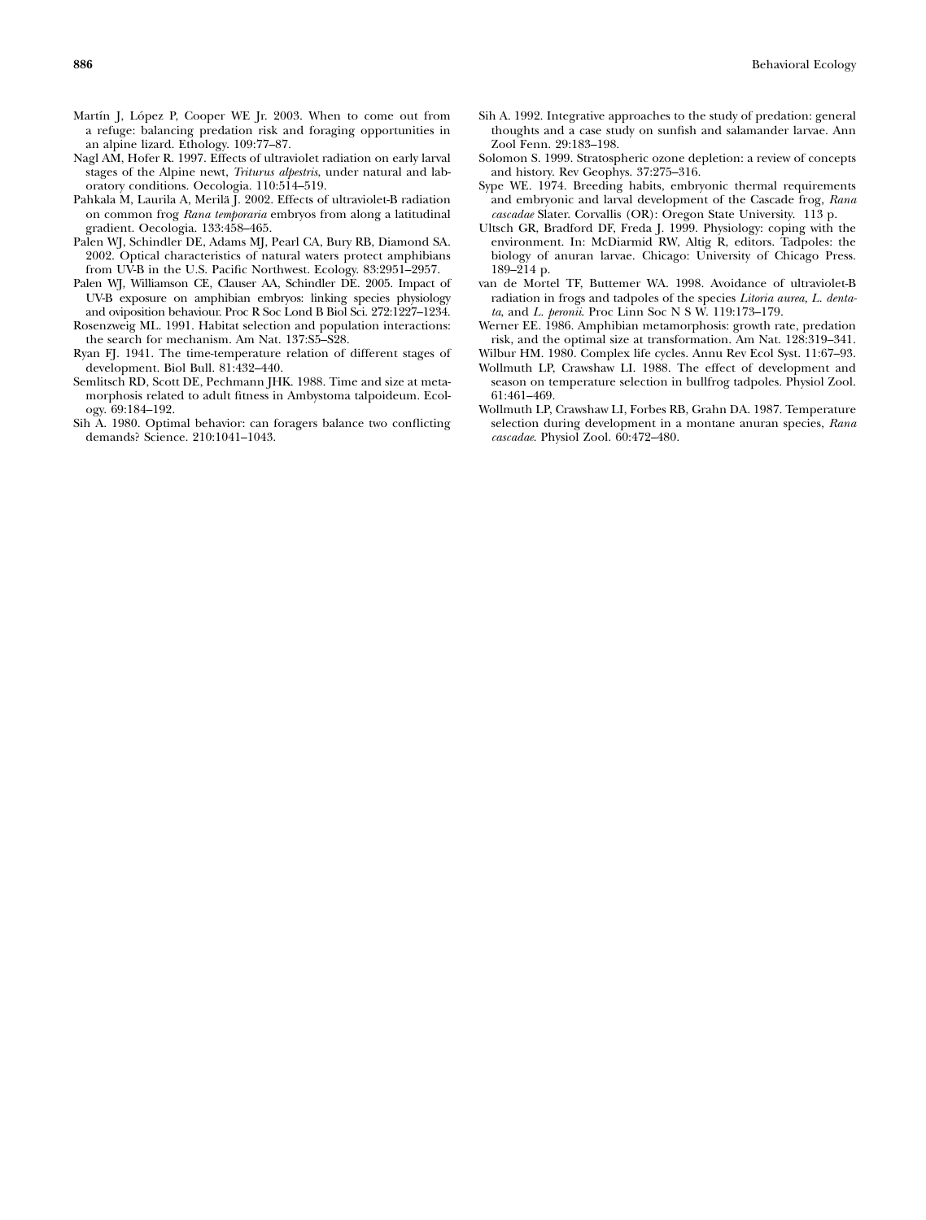Martín J, López P, Cooper WE Jr. 2003. When to come out from a refuge: balancing predation risk and foraging opportunities in an alpine lizard. Ethology. 109:77–87.

Nagl AM, Hofer R. 1997. Effects of ultraviolet radiation on early larval stages of the Alpine newt, *Triturus alpestris*, under natural and laboratory conditions. Oecologia. 110:514–519.

Pahkala M, Laurila A, Merilä J. 2002. Effects of ultraviolet-B radiation on common frog *Rana temporaria* embryos from along a latitudinal gradient. Oecologia. 133:458–465.

Palen WJ, Schindler DE, Adams MJ, Pearl CA, Bury RB, Diamond SA. 2002. Optical characteristics of natural waters protect amphibians from UV-B in the U.S. Pacific Northwest. Ecology. 83:2951–2957.

Palen WJ, Williamson CE, Clauser AA, Schindler DE. 2005. Impact of UV-B exposure on amphibian embryos: linking species physiology and oviposition behaviour. Proc R Soc Lond B Biol Sci. 272:1227–1234.

Rosenzweig ML. 1991. Habitat selection and population interactions: the search for mechanism. Am Nat. 137:S5–S28.

Ryan FJ. 1941. The time-temperature relation of different stages of development. Biol Bull. 81:432–440.

Semlitsch RD, Scott DE, Pechmann JHK. 1988. Time and size at metamorphosis related to adult fitness in Ambystoma talpoideum. Ecology. 69:184–192.

Sih A. 1980. Optimal behavior: can foragers balance two conflicting demands? Science. 210:1041–1043.

Sih A. 1992. Integrative approaches to the study of predation: general thoughts and a case study on sunfish and salamander larvae. Ann Zool Fenn. 29:183–198.

Solomon S. 1999. Stratospheric ozone depletion: a review of concepts and history. Rev Geophys. 37:275–316.

Sype WE. 1974. Breeding habits, embryonic thermal requirements and embryonic and larval development of the Cascade frog, *Rana cascadae* Slater. Corvallis (OR): Oregon State University. 113 p.

Ultsch GR, Bradford DF, Freda J. 1999. Physiology: coping with the environment. In: McDiarmid RW, Altig R, editors. Tadpoles: the biology of anuran larvae. Chicago: University of Chicago Press. 189–214 p.

van de Mortel TF, Buttemer WA. 1998. Avoidance of ultraviolet-B radiation in frogs and tadpoles of the species *Litoria aurea, L. dentata*, and *L. peronii*. Proc Linn Soc N S W. 119:173–179.

Werner EE. 1986. Amphibian metamorphosis: growth rate, predation risk, and the optimal size at transformation. Am Nat. 128:319–341.

Wilbur HM. 1980. Complex life cycles. Annu Rev Ecol Syst. 11:67–93.

Wollmuth LP, Crawshaw LI. 1988. The effect of development and season on temperature selection in bullfrog tadpoles. Physiol Zool. 61:461–469.

Wollmuth LP, Crawshaw LI, Forbes RB, Grahn DA. 1987. Temperature selection during development in a montane anuran species, *Rana cascadae*. Physiol Zool. 60:472–480.